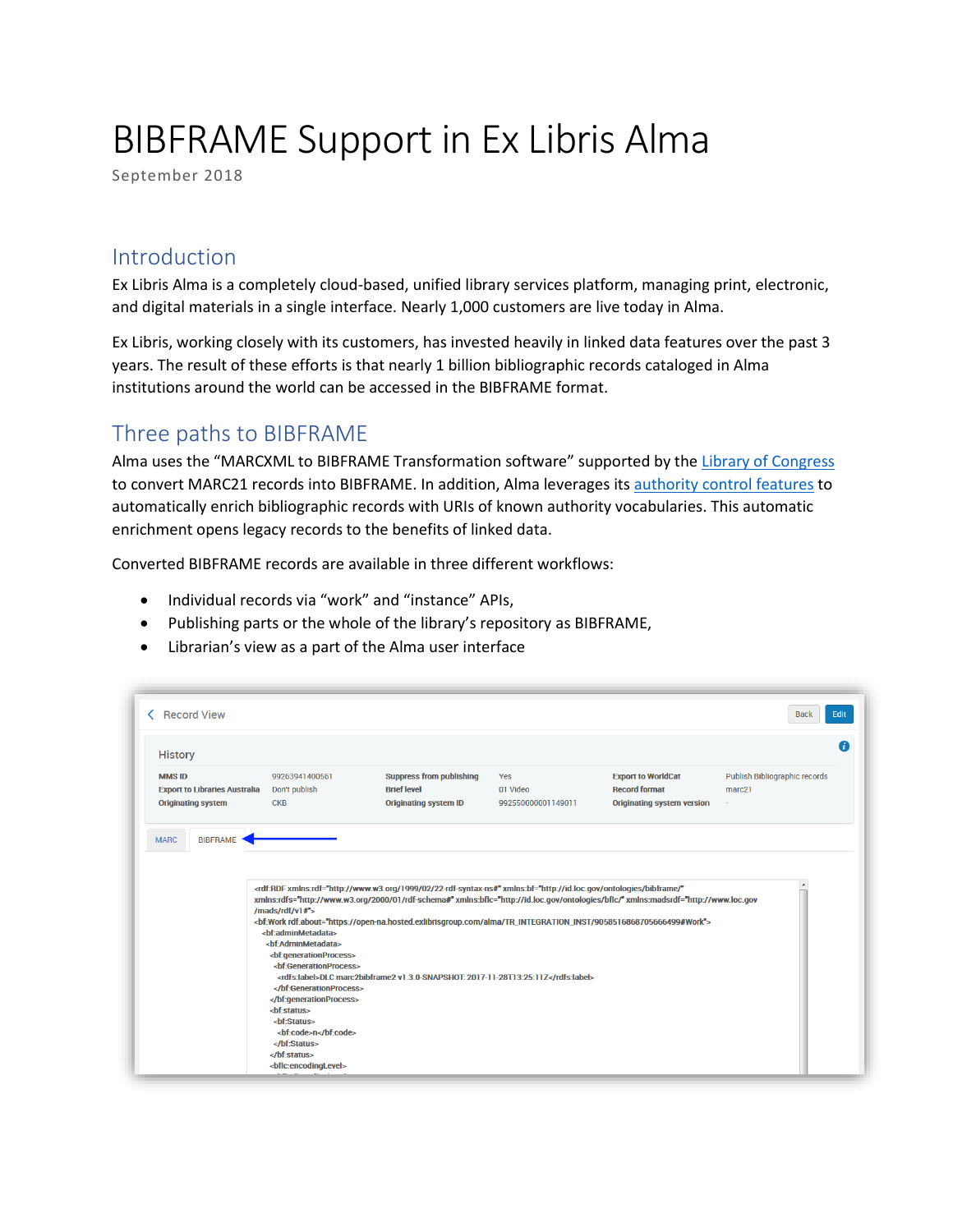# BIBFRAME Support in Ex Libris Alma

September 2018

## Introduction

Ex Libris Alma is a completely cloud-based, unified library services platform, managing print, electronic, and digital materials in a single interface. Nearly 1,000 customers are live today in Alma.

Ex Libris, working closely with its customers, has invested heavily in linked data features over the past 3 years. The result of these efforts is that nearly 1 billion bibliographic records cataloged in Alma institutions around the world can be accessed in the BIBFRAME format.

## Three paths to BIBFRAME

Alma uses the "MARCXML to BIBFRAME Transformation software" supported by the Library of Congress to convert MARC21 records into BIBFRAME. In addition, Alma leverages its authority control features to automatically enrich bibliographic records with URIs of known authority vocabularies. This automatic enrichment opens legacy records to the benefits of linked data.

Converted BIBFRAME records are available in three different workflows:

- Individual records via "work" and "instance" APIs,
- Publishing parts or the whole of the library's repository as BIBFRAME,
- Librarian's view as a part of the Alma user interface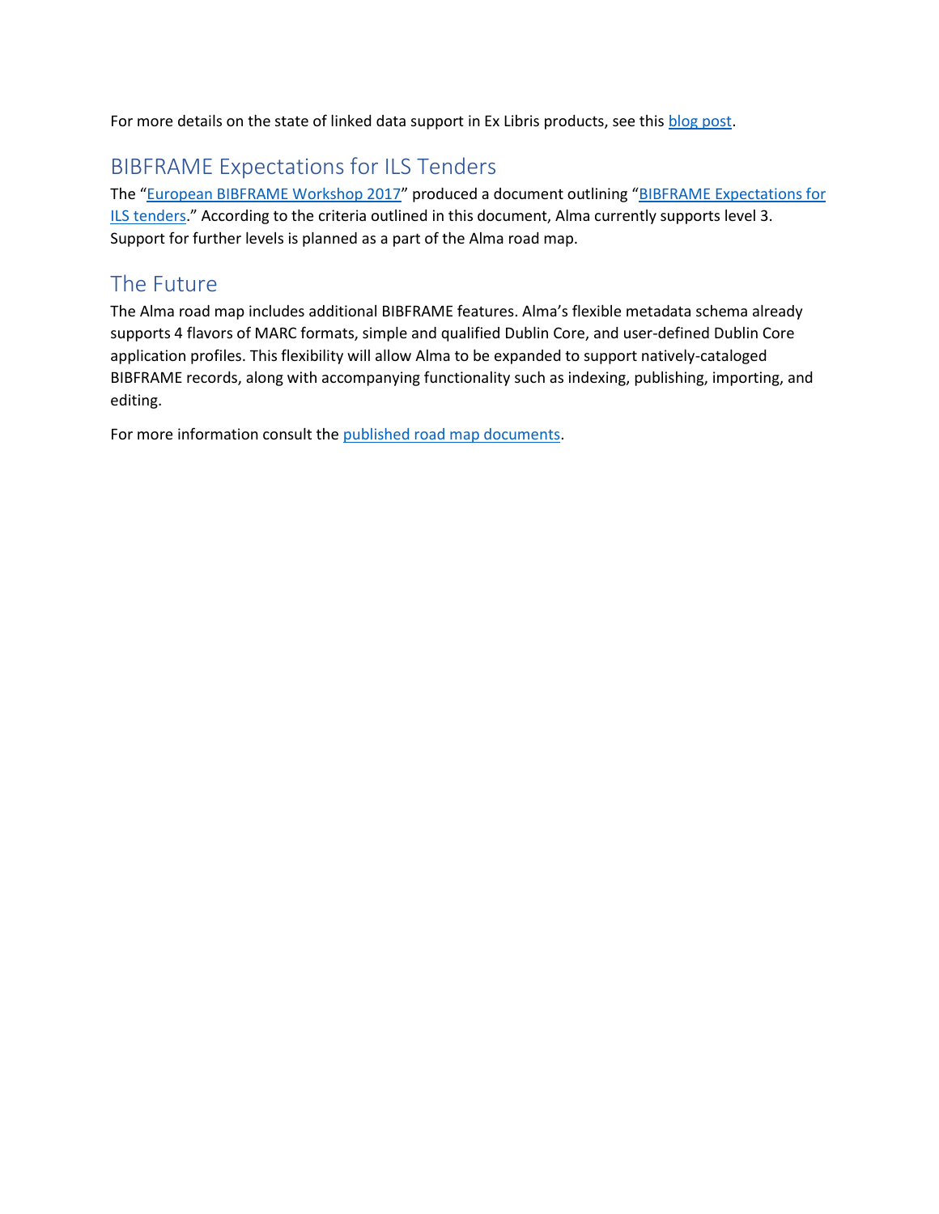For more details on the state of linked data support in Ex Libris products, see this blog post.

## BIBFRAME Expectations for ILS Tenders

The "European BIBFRAME Workshop 2017" produced a document outlining "BIBFRAME Expectations for ILS tenders." According to the criteria outlined in this document, Alma currently supports level 3. Support for further levels is planned as a part of the Alma road map.

## The Future

The Alma road map includes additional BIBFRAME features. Alma's flexible metadata schema already supports 4 flavors of MARC formats, simple and qualified Dublin Core, and user-defined Dublin Core application profiles. This flexibility will allow Alma to be expanded to support natively-cataloged BIBFRAME records, along with accompanying functionality such as indexing, publishing, importing, and editing.

For more information consult the published road map documents.